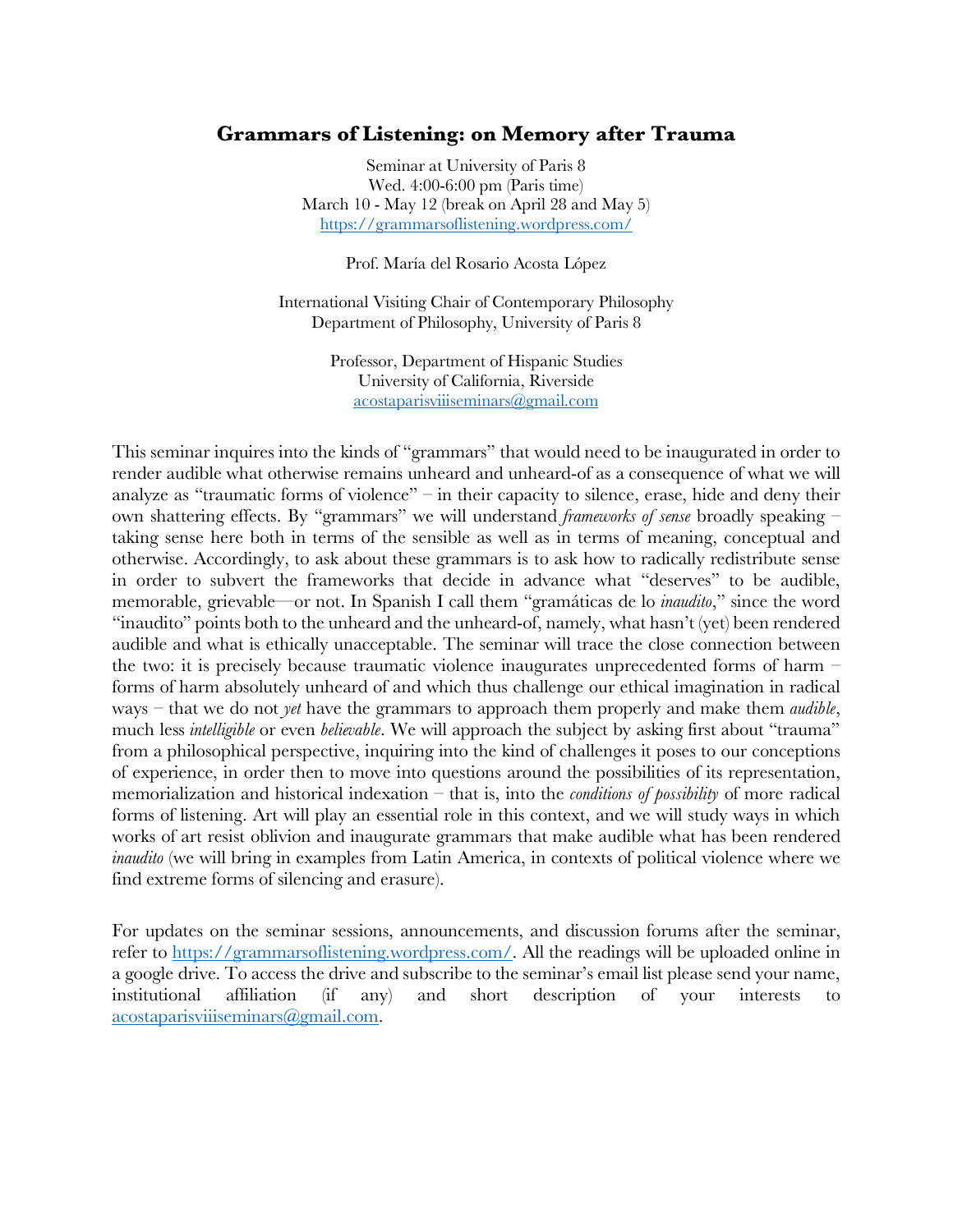# Grammars of Listening: on Memory after Trauma

Seminar at University of Paris 8
Wed. 4:00-6:00 pm (Paris time)
March 10 - May 12 (break on April 28 and May 5)
https://grammarsoflistening.wordpress.com/

Prof. María del Rosario Acosta López

International Visiting Chair of Contemporary Philosophy
Department of Philosophy, University of Paris 8

Professor, Department of Hispanic Studies
University of California, Riverside
acostaparisviiiseminars@gmail.com

This seminar inquires into the kinds of "grammars" that would need to be inaugurated in order to render audible what otherwise remains unheard and unheard-of as a consequence of what we will analyze as "traumatic forms of violence" – in their capacity to silence, erase, hide and deny their own shattering effects. By "grammars" we will understand *frameworks of sense* broadly speaking – taking sense here both in terms of the sensible as well as in terms of meaning, conceptual and otherwise. Accordingly, to ask about these grammars is to ask how to radically redistribute sense in order to subvert the frameworks that decide in advance what "deserves" to be audible, memorable, grievable—or not. In Spanish I call them "gramáticas de lo *inaudito*," since the word "inaudito" points both to the unheard and the unheard-of, namely, what hasn't (yet) been rendered audible and what is ethically unacceptable. The seminar will trace the close connection between the two: it is precisely because traumatic violence inaugurates unprecedented forms of harm – forms of harm absolutely unheard of and which thus challenge our ethical imagination in radical ways – that we do not *yet* have the grammars to approach them properly and make them *audible*, much less *intelligible* or even *believable*. We will approach the subject by asking first about "trauma" from a philosophical perspective, inquiring into the kind of challenges it poses to our conceptions of experience, in order then to move into questions around the possibilities of its representation, memorialization and historical indexation – that is, into the *conditions of possibility* of more radical forms of listening. Art will play an essential role in this context, and we will study ways in which works of art resist oblivion and inaugurate grammars that make audible what has been rendered *inaudito* (we will bring in examples from Latin America, in contexts of political violence where we find extreme forms of silencing and erasure).

For updates on the seminar sessions, announcements, and discussion forums after the seminar, refer to https://grammarsoflistening.wordpress.com/. All the readings will be uploaded online in a google drive. To access the drive and subscribe to the seminar's email list please send your name, institutional affiliation (if any) and short description of your interests to acostaparisviiiseminars@gmail.com.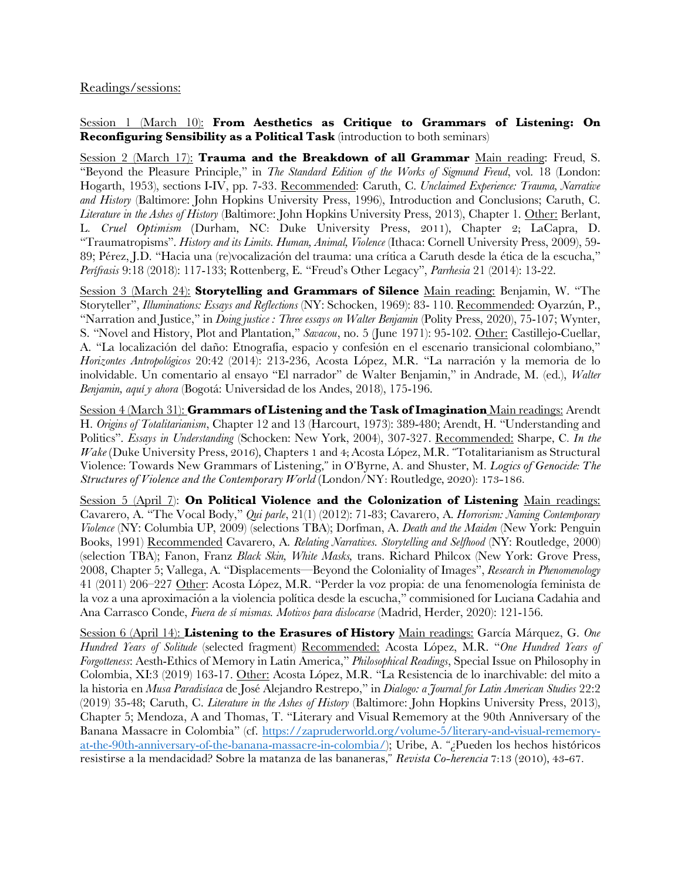Readings/sessions:

Session 1 (March 10): **From Aesthetics as Critique to Grammars of Listening: On Reconfiguring Sensibility as a Political Task** (introduction to both seminars)

Session 2 (March 17): **Trauma and the Breakdown of all Grammar** Main reading: Freud, S. "Beyond the Pleasure Principle," in *The Standard Edition of the Works of Sigmund Freud*, vol. 18 (London: Hogarth, 1953), sections I-IV, pp. 7-33. Recommended: Caruth, C. *Unclaimed Experience: Trauma, Narrative and History* (Baltimore: John Hopkins University Press, 1996), Introduction and Conclusions; Caruth, C. *Literature in the Ashes of History* (Baltimore: John Hopkins University Press, 2013), Chapter 1. Other: Berlant, L. *Cruel Optimism* (Durham, NC: Duke University Press, 2011), Chapter 2; LaCapra, D. "Traumatropisms". *History and its Limits. Human, Animal, Violence* (Ithaca: Cornell University Press, 2009), 59-89; Pérez, J.D. "Hacia una (re)vocalización del trauma: una crítica a Caruth desde la ética de la escucha," *Perífrasis* 9:18 (2018): 117-133; Rottenberg, E. "Freud's Other Legacy", *Parrhesia* 21 (2014): 13-22.

Session 3 (March 24): **Storytelling and Grammars of Silence** Main reading: Benjamin, W. "The Storyteller", *Illuminations: Essays and Reflections* (NY: Schocken, 1969): 83- 110. Recommended: Oyarzún, P., "Narration and Justice," in *Doing justice : Three essays on Walter Benjamin* (Polity Press, 2020), 75-107; Wynter, S. "Novel and History, Plot and Plantation," *Savacou*, no. 5 (June 1971): 95-102. Other: Castillejo-Cuellar, A. "La localización del daño: Etnografía, espacio y confesión en el escenario transicional colombiano," *Horizontes Antropológicos* 20:42 (2014): 213-236, Acosta López, M.R. "La narración y la memoria de lo inolvidable. Un comentario al ensayo "El narrador" de Walter Benjamin," in Andrade, M. (ed.), *Walter Benjamin, aquí y ahora* (Bogotá: Universidad de los Andes, 2018), 175-196.

Session 4 (March 31): **Grammars of Listening and the Task of Imagination** Main readings: Arendt H. *Origins of Totalitarianism*, Chapter 12 and 13 (Harcourt, 1973): 389-480; Arendt, H. "Understanding and Politics". *Essays in Understanding* (Schocken: New York, 2004), 307-327. Recommended: Sharpe, C. *In the Wake* (Duke University Press, 2016), Chapters 1 and 4; Acosta López, M.R. "Totalitarianism as Structural Violence: Towards New Grammars of Listening," in O'Byrne, A. and Shuster, M. *Logics of Genocide: The Structures of Violence and the Contemporary World* (London/NY: Routledge, 2020): 173-186.

Session 5 (April 7): **On Political Violence and the Colonization of Listening** Main readings: Cavarero, A. "The Vocal Body," *Qui parle*, 21(1) (2012): 71-83; Cavarero, A. *Horrorism: Naming Contemporary Violence* (NY: Columbia UP, 2009) (selections TBA); Dorfman, A. *Death and the Maiden* (New York: Penguin Books, 1991) Recommended Cavarero, A. *Relating Narratives. Storytelling and Selfhood* (NY: Routledge, 2000) (selection TBA); Fanon, Franz *Black Skin, White Masks,* trans. Richard Philcox (New York: Grove Press, 2008, Chapter 5; Vallega, A. "Displacements—Beyond the Coloniality of Images", *Research in Phenomenology* 41 (2011) 206–227 Other: Acosta López, M.R. "Perder la voz propia: de una fenomenología feminista de la voz a una aproximación a la violencia política desde la escucha," commisioned for Luciana Cadahia and Ana Carrasco Conde, *Fuera de sí mismas. Motivos para dislocarse* (Madrid, Herder, 2020): 121-156.

Session 6 (April 14): **Listening to the Erasures of History** Main readings: García Márquez, G. *One Hundred Years of Solitude* (selected fragment) Recommended: Acosta López, M.R. "*One Hundred Years of Forgotteness*: Aesth-Ethics of Memory in Latin America," *Philosophical Readings*, Special Issue on Philosophy in Colombia, XI:3 (2019) 163-17. Other: Acosta López, M.R. "La Resistencia de lo inarchivable: del mito a la historia en *Musa Paradisíaca* de José Alejandro Restrepo," in *Dialogo: a Journal for Latin American Studies* 22:2 (2019) 35-48; Caruth, C. *Literature in the Ashes of History* (Baltimore: John Hopkins University Press, 2013), Chapter 5; Mendoza, A and Thomas, T. "Literary and Visual Rememory at the 90th Anniversary of the Banana Massacre in Colombia" (cf. https://zapruderworld.org/volume-5/literary-and-visual-rememory-at-the-90th-anniversary-of-the-banana-massacre-in-colombia/); Uribe, A. "¿Pueden los hechos históricos resistirse a la mendacidad? Sobre la matanza de las bananeras," *Revista Co-herencia* 7:13 (2010), 43-67.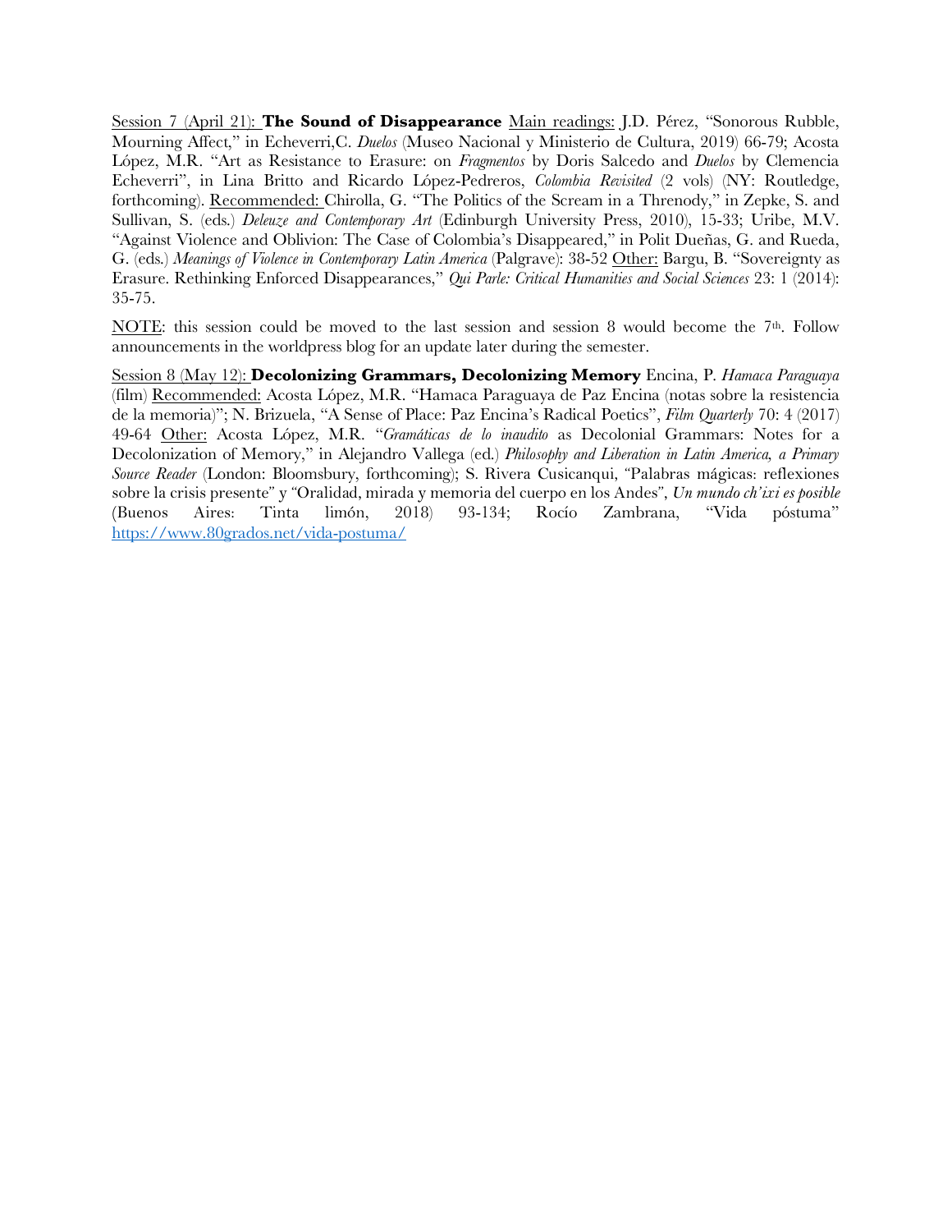Session 7 (April 21): **The Sound of Disappearance** Main readings: J.D. Pérez, "Sonorous Rubble, Mourning Affect," in Echeverri,C. *Duelos* (Museo Nacional y Ministerio de Cultura, 2019) 66-79; Acosta López, M.R. "Art as Resistance to Erasure: on *Fragmentos* by Doris Salcedo and *Duelos* by Clemencia Echeverri", in Lina Britto and Ricardo López-Pedreros, *Colombia Revisited* (2 vols) (NY: Routledge, forthcoming). Recommended: Chirolla, G. "The Politics of the Scream in a Threnody," in Zepke, S. and Sullivan, S. (eds.) *Deleuze and Contemporary Art* (Edinburgh University Press, 2010), 15-33; Uribe, M.V. "Against Violence and Oblivion: The Case of Colombia's Disappeared," in Polit Dueñas, G. and Rueda, G. (eds.) *Meanings of Violence in Contemporary Latin America* (Palgrave): 38-52 Other: Bargu, B. "Sovereignty as Erasure. Rethinking Enforced Disappearances," *Qui Parle: Critical Humanities and Social Sciences* 23: 1 (2014): 35-75.

NOTE: this session could be moved to the last session and session 8 would become the 7th. Follow announcements in the worldpress blog for an update later during the semester.

Session 8 (May 12): **Decolonizing Grammars, Decolonizing Memory** Encina, P. *Hamaca Paraguaya* (film) Recommended: Acosta López, M.R. "Hamaca Paraguaya de Paz Encina (notas sobre la resistencia de la memoria)"; N. Brizuela, "A Sense of Place: Paz Encina's Radical Poetics", *Film Quarterly* 70: 4 (2017) 49-64 Other: Acosta López, M.R. "*Gramáticas de lo inaudito* as Decolonial Grammars: Notes for a Decolonization of Memory," in Alejandro Vallega (ed.) *Philosophy and Liberation in Latin America, a Primary Source Reader* (London: Bloomsbury, forthcoming); S. Rivera Cusicanqui, "Palabras mágicas: reflexiones sobre la crisis presente" y "Oralidad, mirada y memoria del cuerpo en los Andes", *Un mundo ch'ixi es posible* (Buenos Aires: Tinta limón, 2018) 93-134; Rocío Zambrana, "Vida póstuma" https://www.80grados.net/vida-postuma/